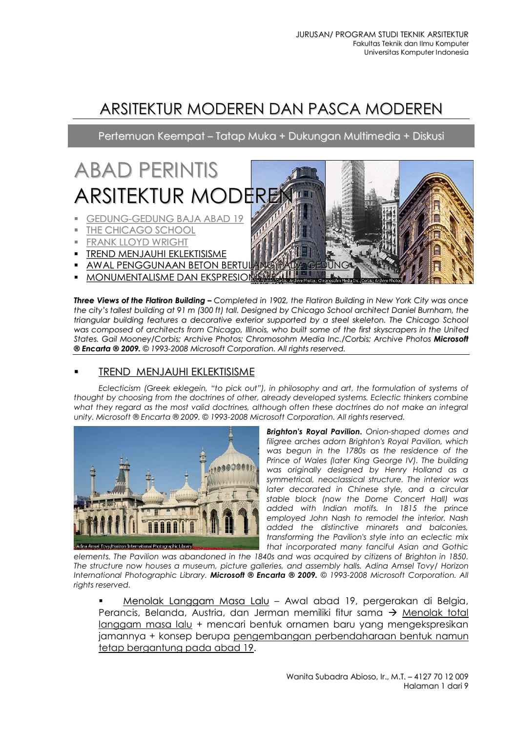# ARSITEKTUR MODEREN DAN PASCA MODEREN

Pertemuan Keempat – Tatap Muka + Dukungan Multimedia + Diskusi

## ABAD PERINTIS ARSITEKTUR MODEREN

- GEDUNG-GEDUNG BAJA ABAD 19
- THE CHICAGO SCHOOL
- FRANK LLOYD WRIGHT
- TREND MENJAUHI EKLEKTISISME
- AWAL PENGGUNAAN BETON BERTULANG PADA GEDUNG
- MONUMENTALISME DAN EKSPRESIONISME

***Three Views of the Flatiron Building –*** *Completed in 1902, the Flatiron Building in New York City was once the city's tallest building at 91 m (300 ft) tall. Designed by Chicago School architect Daniel Burnham, the triangular building features a decorative exterior supported by a steel skeleton. The Chicago School was composed of architects from Chicago, Illinois, who built some of the first skyscrapers in the United States. Gail Mooney/Corbis; Archive Photos; Chromosohm Media Inc./Corbis; Archive Photos* ***Microsoft ® Encarta ® 2009.*** *© 1993-2008 Microsoft Corporation. All rights reserved.*

### TREND MENJAUHI EKLEKTISISME

*Eclecticism (Greek eklegein, "to pick out"), in philosophy and art, the formulation of systems of thought by choosing from the doctrines of other, already developed systems. Eclectic thinkers combine what they regard as the most valid doctrines, although often these doctrines do not make an integral unity. Microsoft ® Encarta ® 2009. © 1993-2008 Microsoft Corporation. All rights reserved.*

***Brighton's Royal Pavilion.*** *Onion-shaped domes and filigree arches adorn Brighton's Royal Pavilion, which was begun in the 1780s as the residence of the Prince of Wales (later King George IV). The building was originally designed by Henry Holland as a symmetrical, neoclassical structure. The interior was later decorated in Chinese style, and a circular stable block (now the Dome Concert Hall) was added with Indian motifs. In 1815 the prince employed John Nash to remodel the interior. Nash added the distinctive minarets and balconies, transforming the Pavilion's style into an eclectic mix that incorporated many fanciful Asian and Gothic elements. The Pavilion was abandoned in the 1840s and was acquired by citizens of Brighton in 1850. The structure now houses a museum, picture galleries, and assembly halls. Adina Amsel Tovy/ Horizon International Photographic Library.* ***Microsoft ® Encarta ® 2009.*** *© 1993-2008 Microsoft Corporation. All rights reserved.*

- Menolak Langgam Masa Lalu – Awal abad 19, pergerakan di Belgia, Perancis, Belanda, Austria, dan Jerman memiliki fitur sama → Menolak total langgam masa lalu + mencari bentuk ornamen baru yang mengekspresikan jamannya + konsep berupa pengembangan perbendaharaan bentuk namun tetap bergantung pada abad 19.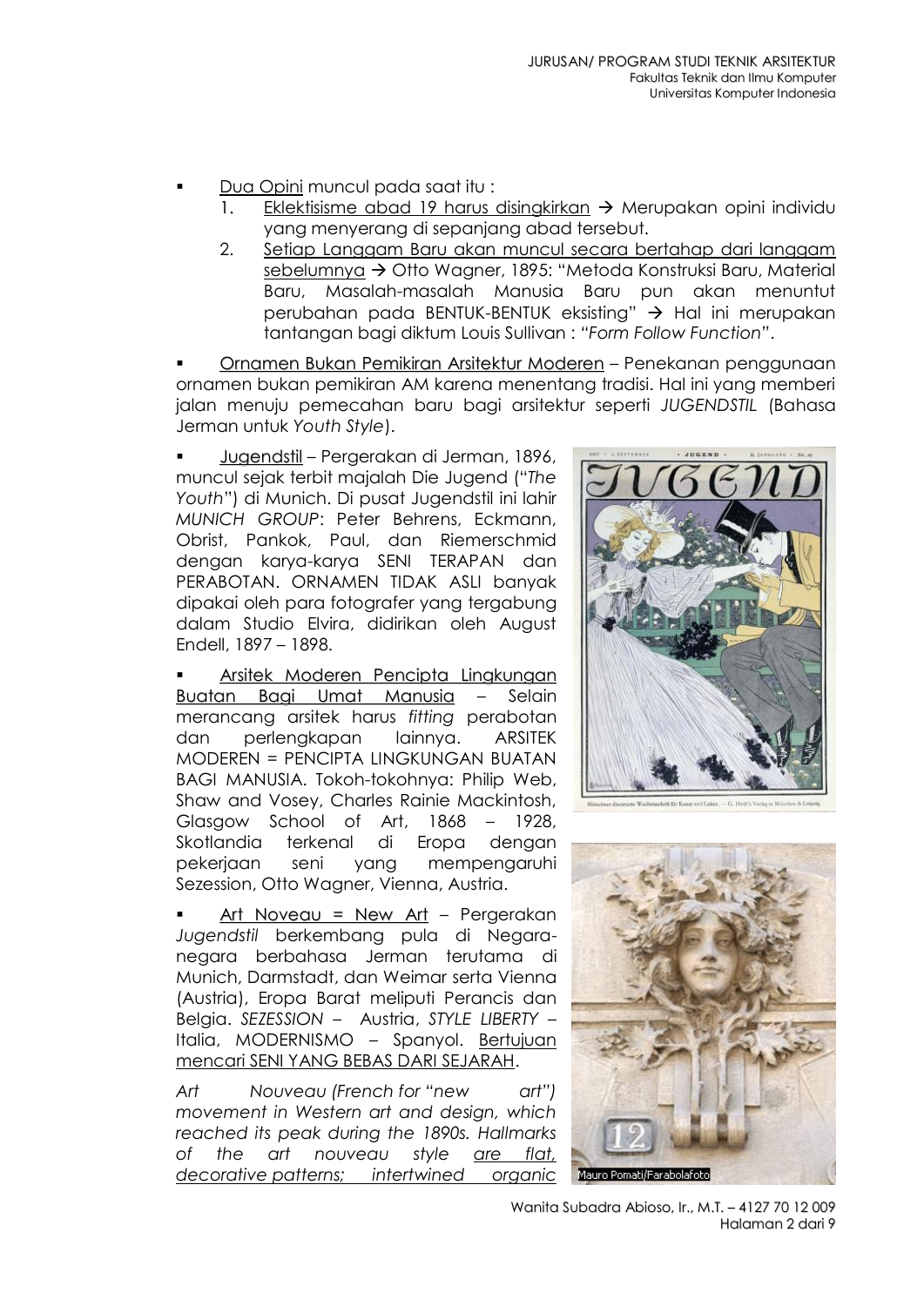- Dua Opini muncul pada saat itu :
    1. Eklektisisme abad 19 harus disingkirkan → Merupakan opini individu yang menyerang di sepanjang abad tersebut.
    2. Setiap Langgam Baru akan muncul secara bertahap dari langgam sebelumnya → Otto Wagner, 1895: "Metoda Konstruksi Baru, Material Baru, Masalah-masalah Manusia Baru pun akan menuntut perubahan pada BENTUK-BENTUK eksisting" → Hal ini merupakan tantangan bagi diktum Louis Sullivan : *"Form Follow Function"*.

- Ornamen Bukan Pemikiran Arsitektur Moderen – Penekanan penggunaan ornamen bukan pemikiran AM karena menentang tradisi. Hal ini yang memberi jalan menuju pemecahan baru bagi arsitektur seperti *JUGENDSTIL* (Bahasa Jerman untuk *Youth Style*).

- Jugendstil – Pergerakan di Jerman, 1896, muncul sejak terbit majalah Die Jugend ("*The Youth*") di Munich. Di pusat Jugendstil ini lahir *MUNICH GROUP*: Peter Behrens, Eckmann, Obrist, Pankok, Paul, dan Riemerschmid dengan karya-karya SENI TERAPAN dan PERABOTAN. ORNAMEN TIDAK ASLI banyak dipakai oleh para fotografer yang tergabung dalam Studio Elvira, didirikan oleh August Endell, 1897 – 1898.

- Arsitek Moderen Pencipta Lingkungan Buatan Bagi Umat Manusia – Selain merancang arsitek harus *fitting* perabotan dan perlengkapan lainnya. ARSITEK MODEREN = PENCIPTA LINGKUNGAN BUATAN BAGI MANUSIA. Tokoh-tokohnya: Philip Web, Shaw and Vosey, Charles Rainie Mackintosh, Glasgow School of Art, 1868 – 1928, Skotlandia terkenal di Eropa dengan pekerjaan seni yang mempengaruhi Sezession, Otto Wagner, Vienna, Austria.

- Art Noveau = New Art – Pergerakan *Jugendstil* berkembang pula di Negara-negara berbahasa Jerman terutama di Munich, Darmstadt, dan Weimar serta Vienna (Austria), Eropa Barat meliputi Perancis dan Belgia. *SEZESSION* – Austria, *STYLE LIBERTY* – Italia, MODERNISMO – Spanyol. Bertujuan mencari SENI YANG BEBAS DARI SEJARAH.

*Art Nouveau (French for "new art") movement in Western art and design, which reached its peak during the 1890s. Hallmarks of the art nouveau style are flat, decorative patterns; intertwined organic*

Mauro Pomati/Farabolafoto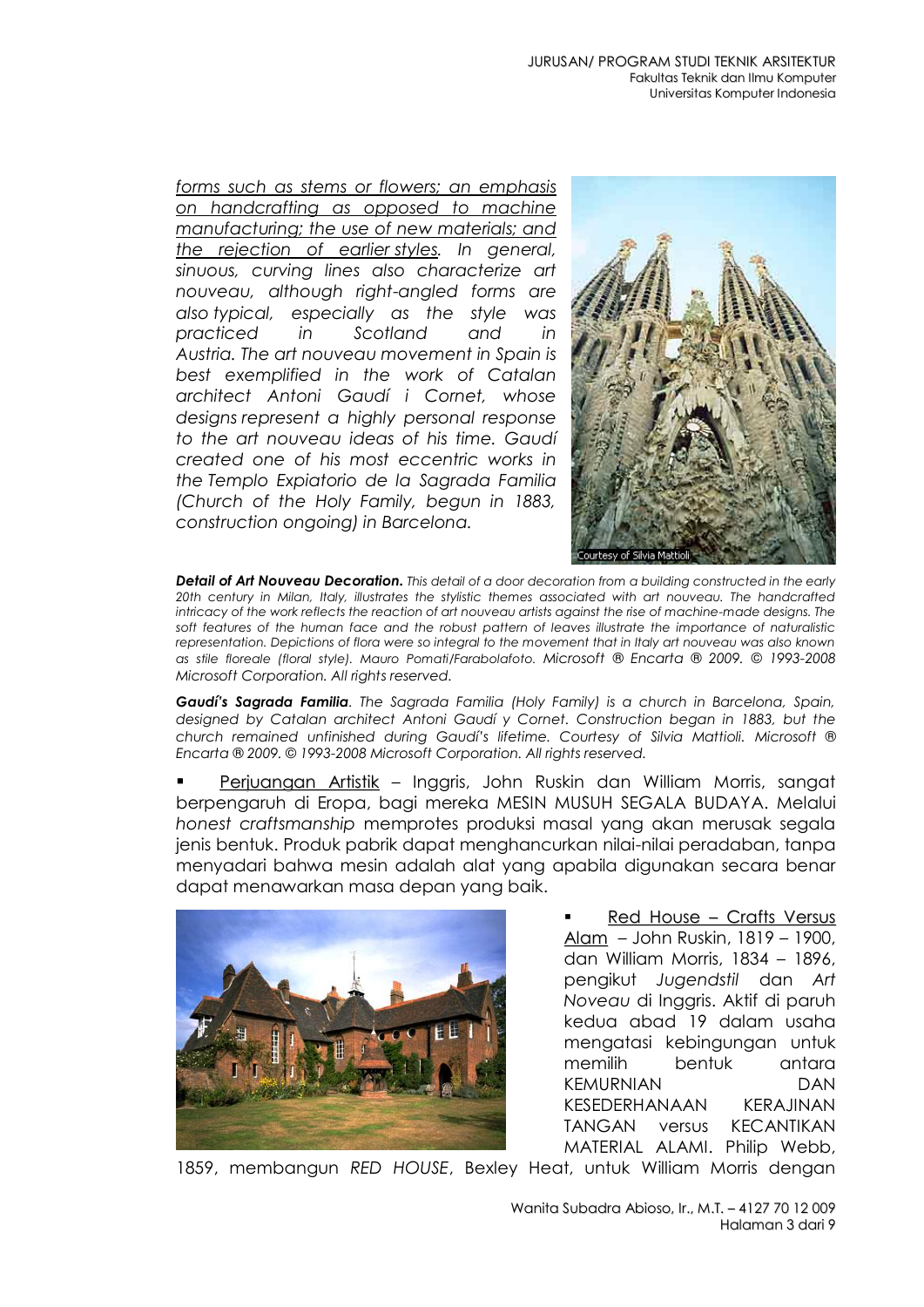*forms such as stems or flowers; an emphasis on handcrafting as opposed to machine manufacturing; the use of new materials; and the rejection of earlier styles. In general, sinuous, curving lines also characterize art nouveau, although right-angled forms are also typical, especially as the style was practiced in Scotland and in Austria. The art nouveau movement in Spain is best exemplified in the work of Catalan architect Antoni Gaudí i Cornet, whose designs represent a highly personal response to the art nouveau ideas of his time. Gaudí created one of his most eccentric works in the Templo Expiatorio de la Sagrada Familia (Church of the Holy Family, begun in 1883, construction ongoing) in Barcelona.*

***Detail of Art Nouveau Decoration.*** *This detail of a door decoration from a building constructed in the early 20th century in Milan, Italy, illustrates the stylistic themes associated with art nouveau. The handcrafted intricacy of the work reflects the reaction of art nouveau artists against the rise of machine-made designs. The soft features of the human face and the robust pattern of leaves illustrate the importance of naturalistic representation. Depictions of flora were so integral to the movement that in Italy art nouveau was also known as stile floreale (floral style). Mauro Pomati/Farabolafoto. Microsoft ® Encarta ® 2009. © 1993-2008 Microsoft Corporation. All rights reserved.*

***Gaudí's Sagrada Familia****. The Sagrada Familia (Holy Family) is a church in Barcelona, Spain, designed by Catalan architect Antoni Gaudí y Cornet. Construction began in 1883, but the church remained unfinished during Gaudí's lifetime. Courtesy of Silvia Mattioli. Microsoft ® Encarta ® 2009. © 1993-2008 Microsoft Corporation. All rights reserved.*

- Perjuangan Artistik – Inggris, John Ruskin dan William Morris, sangat berpengaruh di Eropa, bagi mereka MESIN MUSUH SEGALA BUDAYA. Melalui *honest craftsmanship* memprotes produksi masal yang akan merusak segala jenis bentuk. Produk pabrik dapat menghancurkan nilai-nilai peradaban, tanpa menyadari bahwa mesin adalah alat yang apabila digunakan secara benar dapat menawarkan masa depan yang baik.

- Red House – Crafts Versus Alam – John Ruskin, 1819 – 1900, dan William Morris, 1834 – 1896, pengikut *Jugendstil* dan *Art Noveau* di Inggris. Aktif di paruh kedua abad 19 dalam usaha mengatasi kebingungan untuk memilih bentuk antara KEMURNIAN DAN KESEDERHANAAN KERAJINAN TANGAN versus KECANTIKAN MATERIAL ALAMI. Philip Webb, 1859, membangun *RED HOUSE*, Bexley Heat, untuk William Morris dengan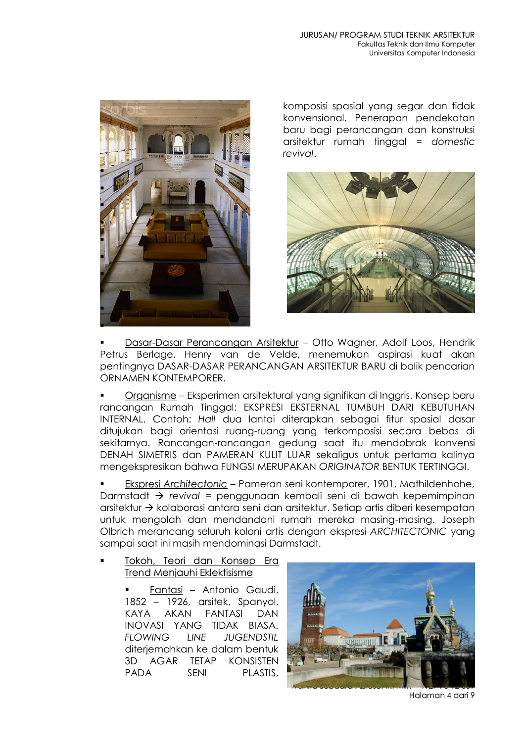komposisi spasial yang segar dan tidak konvensional. Penerapan pendekatan baru bagi perancangan dan konstruksi arsitektur rumah tinggal = *domestic revival*.

- Dasar-Dasar Perancangan Arsitektur – Otto Wagner, Adolf Loos, Hendrik Petrus Berlage, Henry van de Velde, menemukan aspirasi kuat akan pentingnya DASAR-DASAR PERANCANGAN ARSITEKTUR BARU di balik pencarian ORNAMEN KONTEMPORER.

- Organisme – Eksperimen arsitektural yang signifikan di Inggris. Konsep baru rancangan Rumah Tinggal: EKSPRESI EKSTERNAL TUMBUH DARI KEBUTUHAN INTERNAL. Contoh: *Hall* dua lantai diterapkan sebagai fitur spasial dasar ditujukan bagi orientasi ruang-ruang yang terkomposisi secara bebas di sekitarnya. Rancangan-rancangan gedung saat itu mendobrak konvensi DENAH SIMETRIS dan PAMERAN KULIT LUAR sekaligus untuk pertama kalinya mengekspresikan bahwa FUNGSI MERUPAKAN *ORIGINATOR* BENTUK TERTINGGI.

- Ekspresi *Architectonic* – Pameran seni kontemporer, 1901, Mathildenhohe, Darmstadt → *revival* = penggunaan kembali seni di bawah kepemimpinan arsitektur → kolaborasi antara seni dan arsitektur. Setiap artis diberi kesempatan untuk mengolah dan mendandani rumah mereka masing-masing. Joseph Olbrich merancang seluruh koloni artis dengan ekspresi *ARCHITECTONIC* yang sampai saat ini masih mendominasi Darmstadt.

- Tokoh, Teori dan Konsep Era Trend Menjauhi Eklektisisme
  - Fantasi – Antonio Gaudi, 1852 – 1926, arsitek, Spanyol, KAYA AKAN FANTASI DAN INOVASI YANG TIDAK BIASA. *FLOWING LINE JUGENDSTIL* diterjemahkan ke dalam bentuk 3D AGAR TETAP KONSISTEN PADA SENI PLASTIS,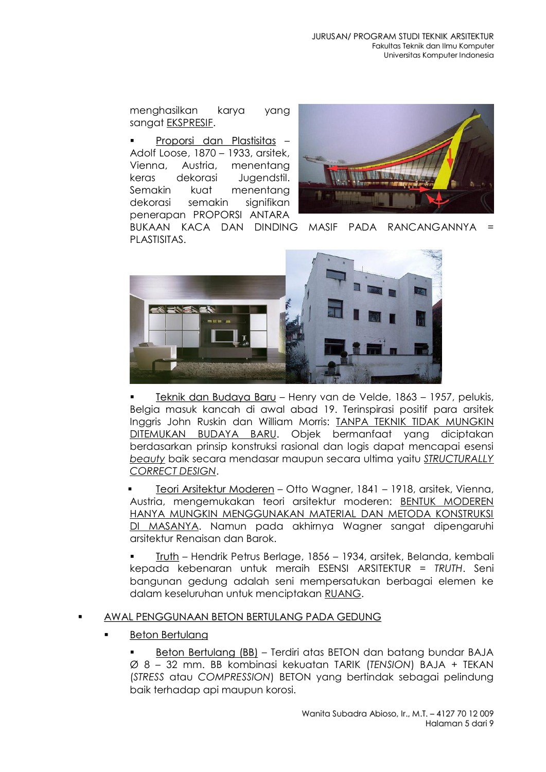menghasilkan karya yang sangat EKSPRESIF.

- Proporsi dan Plastisitas – Adolf Loose, 1870 – 1933, arsitek, Vienna, Austria, menentang keras dekorasi Jugendstil. Semakin kuat menentang dekorasi semakin signifikan penerapan PROPORSI ANTARA BUKAAN KACA DAN DINDING MASIF PADA RANCANGANNYA = PLASTISITAS.

- Teknik dan Budaya Baru – Henry van de Velde, 1863 – 1957, pelukis, Belgia masuk kancah di awal abad 19. Terinspirasi positif para arsitek Inggris John Ruskin dan William Morris: TANPA TEKNIK TIDAK MUNGKIN DITEMUKAN BUDAYA BARU. Objek bermanfaat yang diciptakan berdasarkan prinsip konstruksi rasional dan logis dapat mencapai esensi *beauty* baik secara mendasar maupun secara ultima yaitu *STRUCTURALLY CORRECT DESIGN*.

- Teori Arsitektur Moderen – Otto Wagner, 1841 – 1918, arsitek, Vienna, Austria, mengemukakan teori arsitektur moderen: BENTUK MODEREN HANYA MUNGKIN MENGGUNAKAN MATERIAL DAN METODA KONSTRUKSI DI MASANYA. Namun pada akhirnya Wagner sangat dipengaruhi arsitektur Renaisan dan Barok.

- Truth – Hendrik Petrus Berlage, 1856 – 1934, arsitek, Belanda, kembali kepada kebenaran untuk meraih ESENSI ARSITEKTUR = *TRUTH*. Seni bangunan gedung adalah seni mempersatukan berbagai elemen ke dalam keseluruhan untuk menciptakan RUANG.

- AWAL PENGGUNAAN BETON BERTULANG PADA GEDUNG
  - Beton Bertulang
    - Beton Bertulang (BB) – Terdiri atas BETON dan batang bundar BAJA Ø 8 – 32 mm. BB kombinasi kekuatan TARIK (*TENSION*) BAJA + TEKAN (*STRESS* atau *COMPRESSION*) BETON yang bertindak sebagai pelindung baik terhadap api maupun korosi.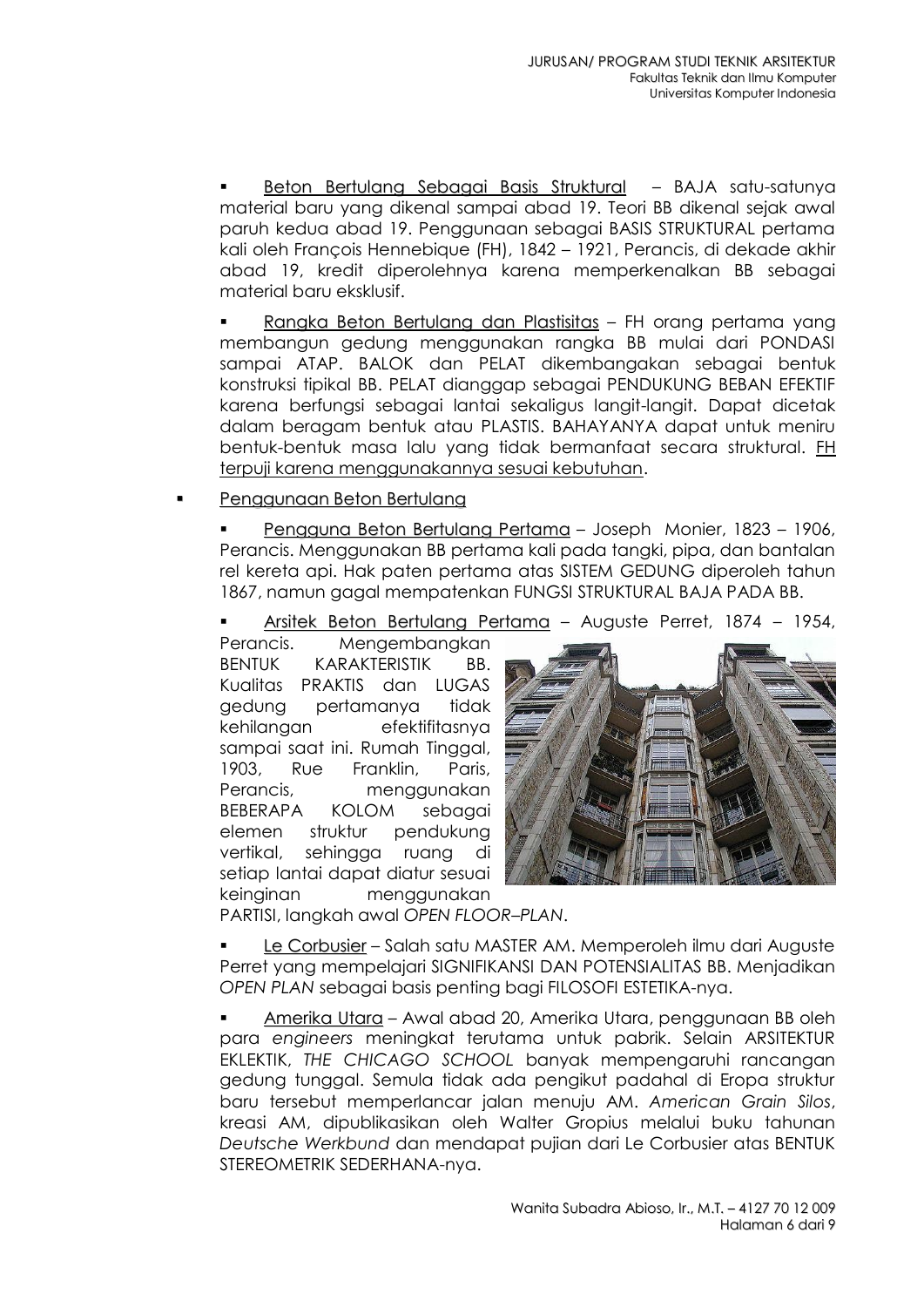- <u>Beton Bertulang Sebagai Basis Struktural</u> – BAJA satu-satunya material baru yang dikenal sampai abad 19. Teori BB dikenal sejak awal paruh kedua abad 19. Penggunaan sebagai BASIS STRUKTURAL pertama kali oleh François Hennebique (FH), 1842 – 1921, Perancis, di dekade akhir abad 19, kredit diperolehnya karena memperkenalkan BB sebagai material baru eksklusif.

- <u>Rangka Beton Bertulang dan Plastisitas</u> – FH orang pertama yang membangun gedung menggunakan rangka BB mulai dari PONDASI sampai ATAP. BALOK dan PELAT dikembangakan sebagai bentuk konstruksi tipikal BB. PELAT dianggap sebagai PENDUKUNG BEBAN EFEKTIF karena berfungsi sebagai lantai sekaligus langit-langit. Dapat dicetak dalam beragam bentuk atau PLASTIS. BAHAYANYA dapat untuk meniru bentuk-bentuk masa lalu yang tidak bermanfaat secara struktural. <u>FH terpuji karena menggunakannya sesuai kebutuhan</u>.

- <u>Penggunaan Beton Bertulang</u>

  - <u>Pengguna Beton Bertulang Pertama</u> – Joseph Monier, 1823 – 1906, Perancis. Menggunakan BB pertama kali pada tangki, pipa, dan bantalan rel kereta api. Hak paten pertama atas SISTEM GEDUNG diperoleh tahun 1867, namun gagal mematenkan FUNGSI STRUKTURAL BAJA PADA BB.

  - <u>Arsitek Beton Bertulang Pertama</u> – Auguste Perret, 1874 – 1954, Perancis. Mengembangkan BENTUK KARAKTERISTIK BB. Kualitas PRAKTIS dan LUGAS gedung pertamanya tidak kehilangan efektifitasnya sampai saat ini. Rumah Tinggal, 1903, Rue Franklin, Paris, Perancis, menggunakan BEBERAPA KOLOM sebagai elemen struktur pendukung vertikal, sehingga ruang di setiap lantai dapat diatur sesuai keinginan menggunakan PARTISI, langkah awal *OPEN FLOOR–PLAN*.

  - <u>Le Corbusier</u> – Salah satu MASTER AM. Memperoleh ilmu dari Auguste Perret yang mempelajari SIGNIFIKANSI DAN POTENSIALITAS BB. Menjadikan *OPEN PLAN* sebagai basis penting bagi FILOSOFI ESTETIKA-nya.

  - <u>Amerika Utara</u> – Awal abad 20, Amerika Utara, penggunaan BB oleh para *engineers* meningkat terutama untuk pabrik. Selain ARSITEKTUR EKLEKTIK, *THE CHICAGO SCHOOL* banyak mempengaruhi rancangan gedung tunggal. Semula tidak ada pengikut padahal di Eropa struktur baru tersebut memperlancar jalan menuju AM. *American Grain Silos*, kreasi AM, dipublikasikan oleh Walter Gropius melalui buku tahunan *Deutsche Werkbund* dan mendapat pujian dari Le Corbusier atas BENTUK STEREOMETRIK SEDERHANA-nya.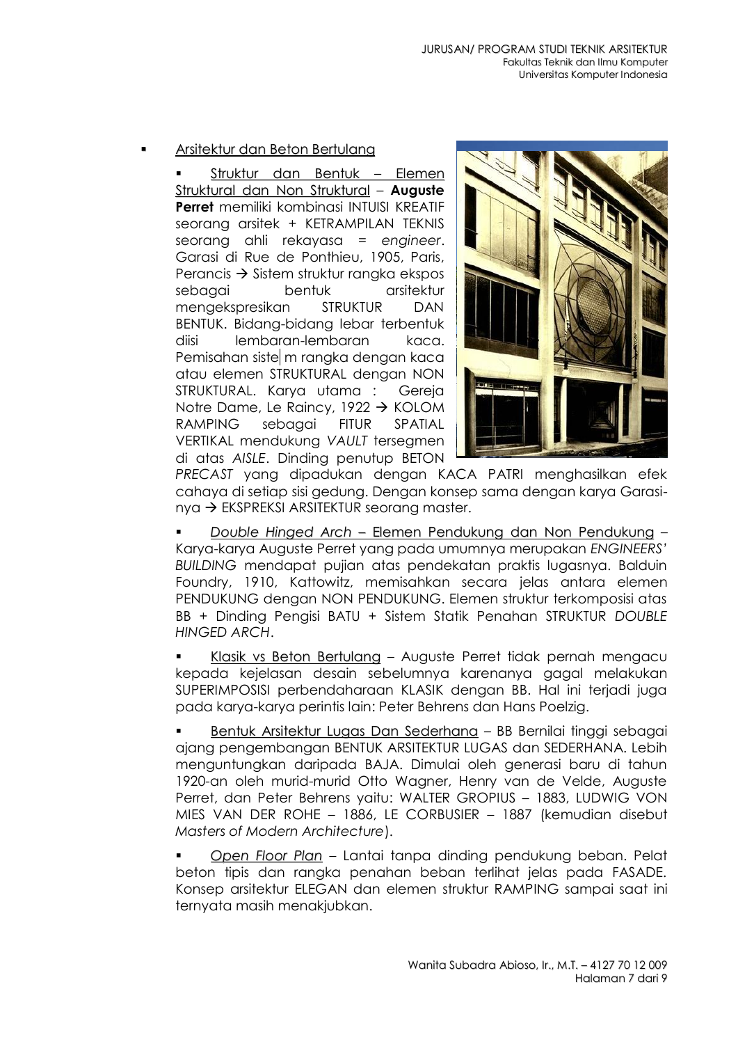- <u>Arsitektur dan Beton Bertulang</u>

  - <u>Struktur dan Bentuk – Elemen Struktural dan Non Struktural</u> – **Auguste Perret** memiliki kombinasi INTUISI KREATIF seorang arsitek + KETRAMPILAN TEKNIS seorang ahli rekayasa = *engineer*. Garasi di Rue de Ponthieu, 1905, Paris, Perancis → Sistem struktur rangka ekspos sebagai bentuk arsitektur mengekspresikan STRUKTUR DAN BENTUK. Bidang-bidang lebar terbentuk diisi lembaran-lembaran kaca. Pemisahan sistem rangka dengan kaca atau elemen STRUKTURAL dengan NON STRUKTURAL. Karya utama : Gereja Notre Dame, Le Raincy, 1922 → KOLOM RAMPING sebagai FITUR SPATIAL VERTIKAL mendukung *VAULT* tersegmen di atas *AISLE*. Dinding penutup BETON *PRECAST* yang dipadukan dengan KACA PATRI menghasilkan efek cahaya di setiap sisi gedung. Dengan konsep sama dengan karya Garasi-nya → EKSPREKSI ARSITEKTUR seorang master.

  - <u>*Double Hinged Arch* – Elemen Pendukung dan Non Pendukung</u> – Karya-karya Auguste Perret yang pada umumnya merupakan *ENGINEERS' BUILDING* mendapat pujian atas pendekatan praktis lugasnya. Balduin Foundry, 1910, Kattowitz, memisahkan secara jelas antara elemen PENDUKUNG dengan NON PENDUKUNG. Elemen struktur terkomposisi atas BB + Dinding Pengisi BATU + Sistem Statik Penahan STRUKTUR *DOUBLE HINGED ARCH*.

  - <u>Klasik vs Beton Bertulang</u> – Auguste Perret tidak pernah mengacu kepada kejelasan desain sebelumnya karenanya gagal melakukan SUPERIMPOSISI perbendaharaan KLASIK dengan BB. Hal ini terjadi juga pada karya-karya perintis lain: Peter Behrens dan Hans Poelzig.

  - <u>Bentuk Arsitektur Lugas Dan Sederhana</u> – BB Bernilai tinggi sebagai ajang pengembangan BENTUK ARSITEKTUR LUGAS dan SEDERHANA. Lebih menguntungkan daripada BAJA. Dimulai oleh generasi baru di tahun 1920-an oleh murid-murid Otto Wagner, Henry van de Velde, Auguste Perret, dan Peter Behrens yaitu: WALTER GROPIUS – 1883, LUDWIG VON MIES VAN DER ROHE – 1886, LE CORBUSIER – 1887 (kemudian disebut *Masters of Modern Architecture*).

  - <u>*Open Floor Plan*</u> – Lantai tanpa dinding pendukung beban. Pelat beton tipis dan rangka penahan beban terlihat jelas pada FASADE. Konsep arsitektur ELEGAN dan elemen struktur RAMPING sampai saat ini ternyata masih menakjubkan.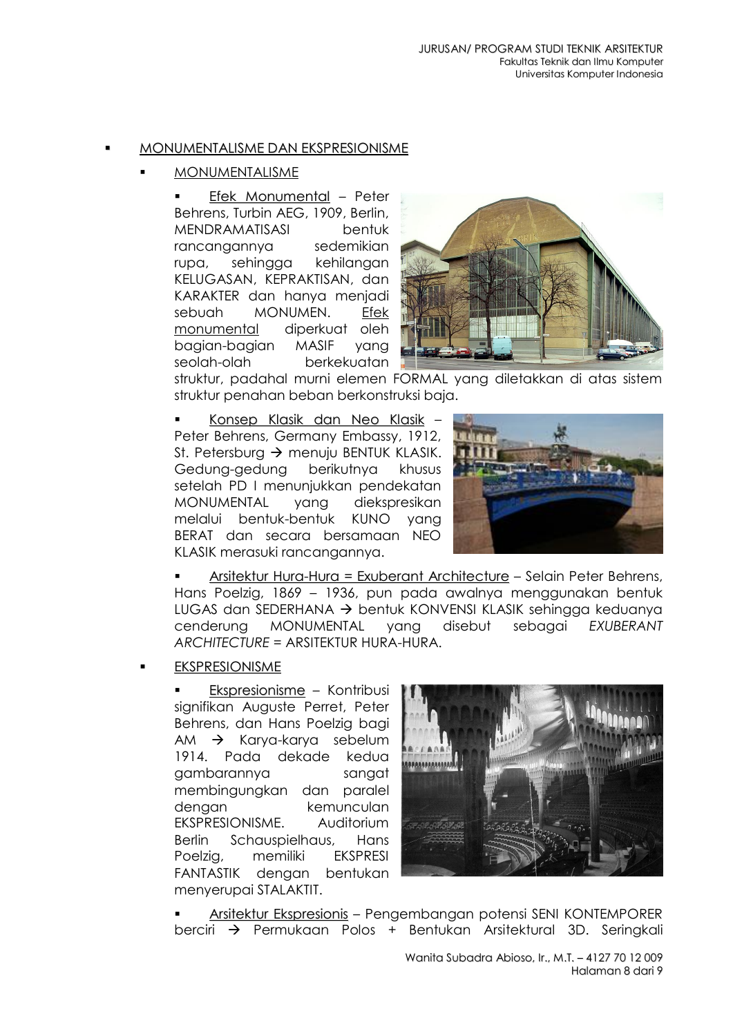- MONUMENTALISME DAN EKSPRESIONISME
  - MONUMENTALISME
    - Efek Monumental – Peter Behrens, Turbin AEG, 1909, Berlin, MENDRAMATISASI bentuk rancangannya sedemikian rupa, sehingga kehilangan KELUGASAN, KEPRAKTISAN, dan KARAKTER dan hanya menjadi sebuah MONUMEN. Efek monumental diperkuat oleh bagian-bagian MASIF yang seolah-olah berkekuatan struktur, padahal murni elemen FORMAL yang diletakkan di atas sistem struktur penahan beban berkonstruksi baja.
    - Konsep Klasik dan Neo Klasik – Peter Behrens, Germany Embassy, 1912, St. Petersburg → menuju BENTUK KLASIK. Gedung-gedung berikutnya khusus setelah PD I menunjukkan pendekatan MONUMENTAL yang diekspresikan melalui bentuk-bentuk KUNO yang BERAT dan secara bersamaan NEO KLASIK merasuki rancangannya.
    - Arsitektur Hura-Hura = Exuberant Architecture – Selain Peter Behrens, Hans Poelzig, 1869 – 1936, pun pada awalnya menggunakan bentuk LUGAS dan SEDERHANA → bentuk KONVENSI KLASIK sehingga keduanya cenderung MONUMENTAL yang disebut sebagai *EXUBERANT ARCHITECTURE* = ARSITEKTUR HURA-HURA.
  - EKSPRESIONISME
    - Ekspresionisme – Kontribusi signifikan Auguste Perret, Peter Behrens, dan Hans Poelzig bagi AM → Karya-karya sebelum 1914. Pada dekade kedua gambarannya sangat membingungkan dan paralel dengan kemunculan EKSPRESIONISME. Auditorium Berlin Schauspielhaus, Hans Poelzig, memiliki EKSPRESI FANTASTIK dengan bentukan menyerupai STALAKTIT.
    - Arsitektur Ekspresionis – Pengembangan potensi SENI KONTEMPORER berciri → Permukaan Polos + Bentukan Arsitektural 3D. Seringkali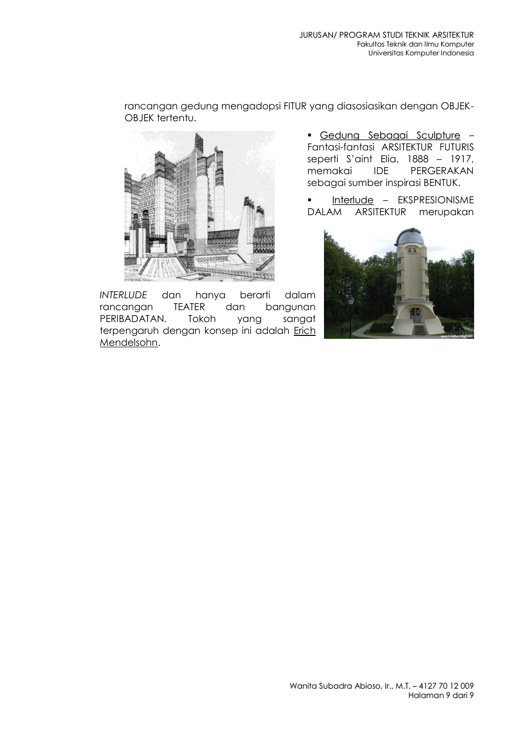rancangan gedung mengadopsi FITUR yang diasosiasikan dengan OBJEK-OBJEK tertentu.

- Gedung Sebagai Sculpture – Fantasi-fantasi ARSITEKTUR FUTURIS seperti S'aint Elia, 1888 – 1917, memakai IDE PERGERAKAN sebagai sumber inspirasi BENTUK.

- Interlude – EKSPRESIONISME DALAM ARSITEKTUR merupakan *INTERLUDE* dan hanya berarti dalam rancangan TEATER dan bangunan PERIBADATAN. Tokoh yang sangat terpengaruh dengan konsep ini adalah Erich Mendelsohn.